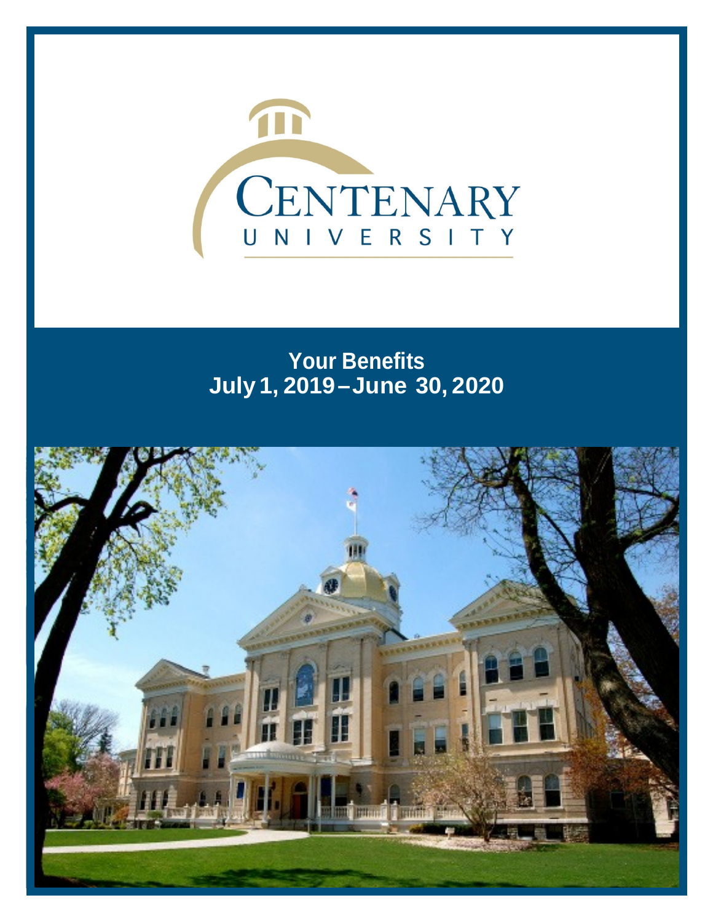# CENTENARY UNIVERSITY

## Your Benefits
## July 1, 2019 – June 30, 2020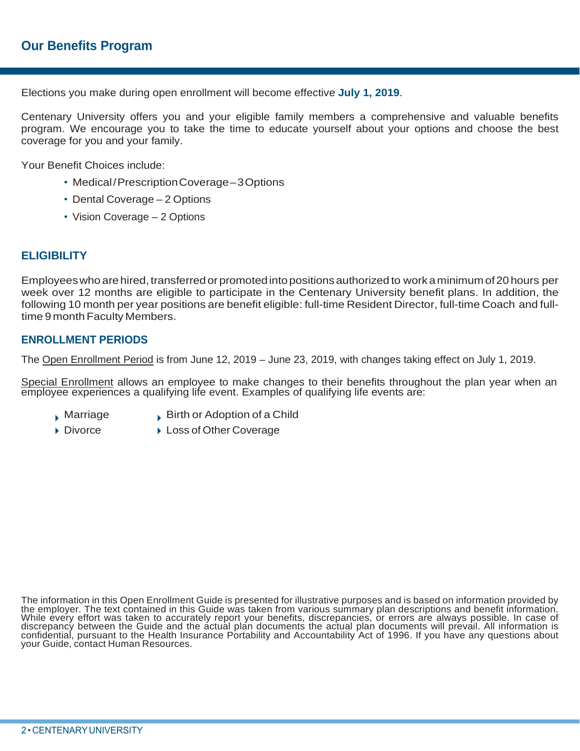## Our Benefits Program

Elections you make during open enrollment will become effective **July 1, 2019**.

Centenary University offers you and your eligible family members a comprehensive and valuable benefits program. We encourage you to take the time to educate yourself about your options and choose the best coverage for you and your family.

Your Benefit Choices include:

- Medical / Prescription Coverage – 3 Options
- Dental Coverage – 2 Options
- Vision Coverage – 2 Options

### ELIGIBILITY

Employees who are hired, transferred or promoted into positions authorized to work a minimum of 20 hours per week over 12 months are eligible to participate in the Centenary University benefit plans. In addition, the following 10 month per year positions are benefit eligible: full-time Resident Director, full-time Coach and full-time 9 month Faculty Members.

### ENROLLMENT PERIODS

The Open Enrollment Period is from June 12, 2019 – June 23, 2019, with changes taking effect on July 1, 2019.

Special Enrollment allows an employee to make changes to their benefits throughout the plan year when an employee experiences a qualifying life event. Examples of qualifying life events are:

- Marriage
- Divorce
- Birth or Adoption of a Child
- Loss of Other Coverage

The information in this Open Enrollment Guide is presented for illustrative purposes and is based on information provided by the employer. The text contained in this Guide was taken from various summary plan descriptions and benefit information. While every effort was taken to accurately report your benefits, discrepancies, or errors are always possible. In case of discrepancy between the Guide and the actual plan documents the actual plan documents will prevail. All information is confidential, pursuant to the Health Insurance Portability and Accountability Act of 1996. If you have any questions about your Guide, contact Human Resources.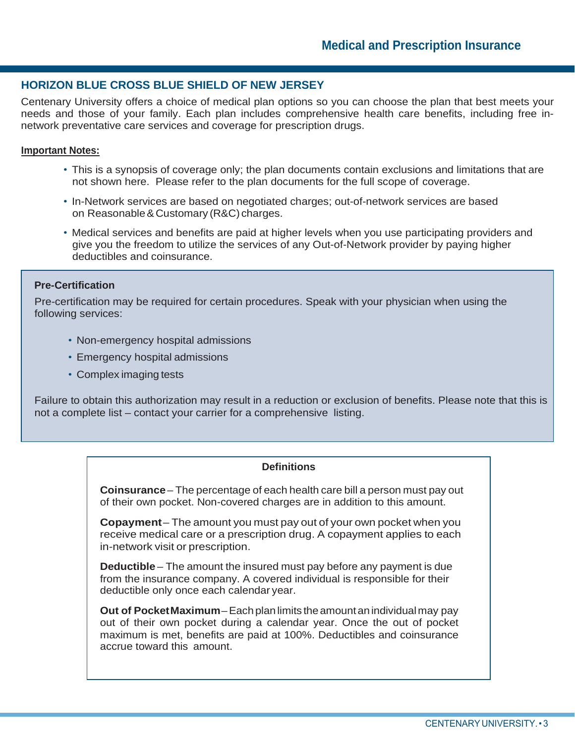# Medical and Prescription Insurance

## HORIZON BLUE CROSS BLUE SHIELD OF NEW JERSEY

Centenary University offers a choice of medical plan options so you can choose the plan that best meets your needs and those of your family. Each plan includes comprehensive health care benefits, including free in-network preventative care services and coverage for prescription drugs.

**Important Notes:**

- This is a synopsis of coverage only; the plan documents contain exclusions and limitations that are not shown here. Please refer to the plan documents for the full scope of coverage.
- In-Network services are based on negotiated charges; out-of-network services are based on Reasonable & Customary (R&C) charges.
- Medical services and benefits are paid at higher levels when you use participating providers and give you the freedom to utilize the services of any Out-of-Network provider by paying higher deductibles and coinsurance.

**Pre-Certification**

Pre-certification may be required for certain procedures. Speak with your physician when using the following services:

- Non-emergency hospital admissions
- Emergency hospital admissions
- Complex imaging tests

Failure to obtain this authorization may result in a reduction or exclusion of benefits. Please note that this is not a complete list – contact your carrier for a comprehensive listing.

**Definitions**

**Coinsurance** – The percentage of each health care bill a person must pay out of their own pocket. Non-covered charges are in addition to this amount.

**Copayment** – The amount you must pay out of your own pocket when you receive medical care or a prescription drug. A copayment applies to each in-network visit or prescription.

**Deductible** – The amount the insured must pay before any payment is due from the insurance company. A covered individual is responsible for their deductible only once each calendar year.

**Out of Pocket Maximum** – Each plan limits the amount an individual may pay out of their own pocket during a calendar year. Once the out of pocket maximum is met, benefits are paid at 100%. Deductibles and coinsurance accrue toward this amount.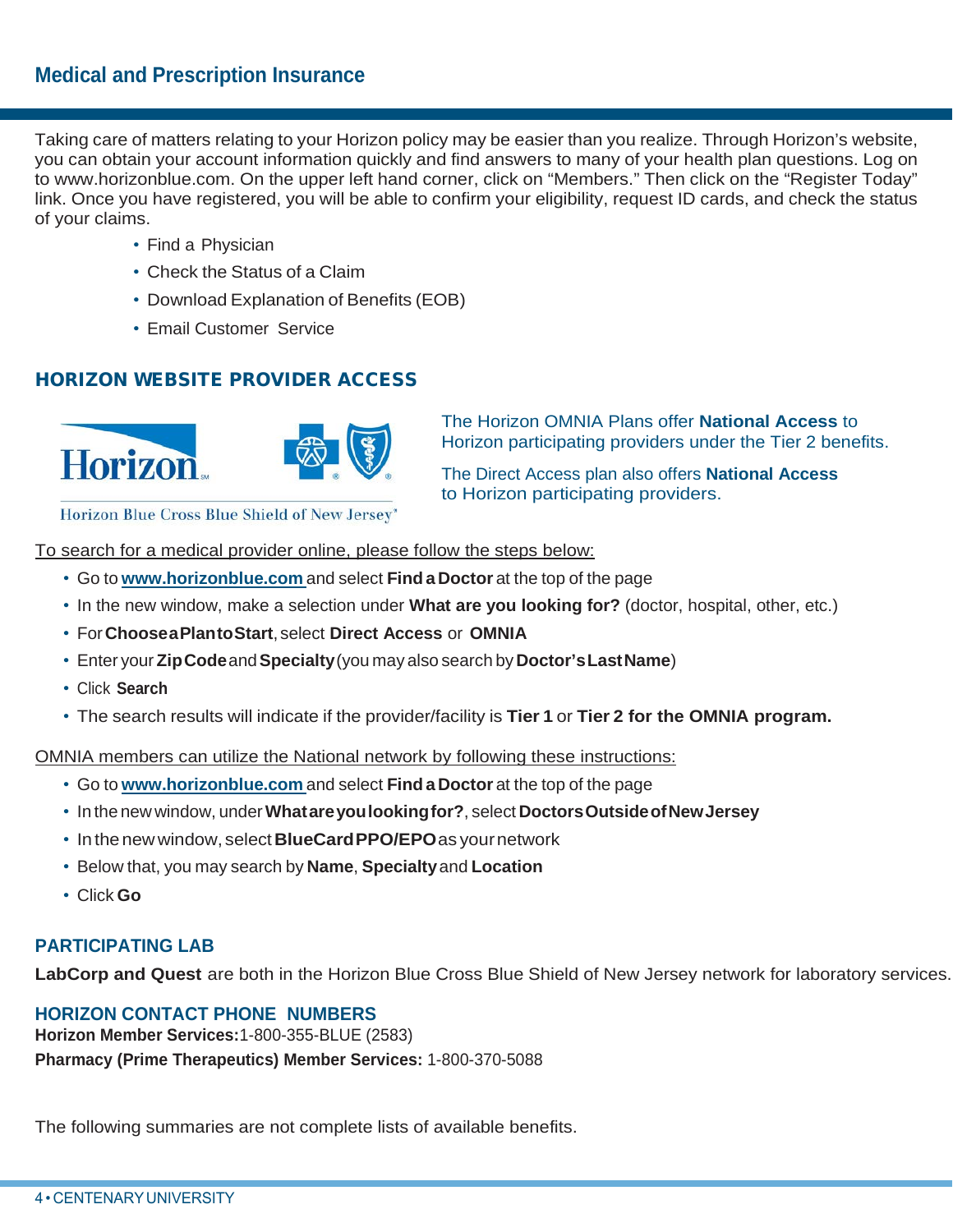## Medical and Prescription Insurance

Taking care of matters relating to your Horizon policy may be easier than you realize. Through Horizon's website, you can obtain your account information quickly and find answers to many of your health plan questions. Log on to www.horizonblue.com. On the upper left hand corner, click on "Members." Then click on the "Register Today" link. Once you have registered, you will be able to confirm your eligibility, request ID cards, and check the status of your claims.

- Find a Physician
- Check the Status of a Claim
- Download Explanation of Benefits (EOB)
- Email Customer Service

### HORIZON WEBSITE PROVIDER ACCESS

Horizon Blue Cross Blue Shield of New Jersey

The Horizon OMNIA Plans offer **National Access** to Horizon participating providers under the Tier 2 benefits.

The Direct Access plan also offers **National Access** to Horizon participating providers.

To search for a medical provider online, please follow the steps below:

- Go to **www.horizonblue.com** and select **Find a Doctor** at the top of the page
- In the new window, make a selection under **What are you looking for?** (doctor, hospital, other, etc.)
- For **Choose a Plan to Start**, select **Direct Access** or **OMNIA**
- Enter your **Zip Code** and **Specialty** (you may also search by **Doctor's Last Name**)
- Click **Search**
- The search results will indicate if the provider/facility is **Tier 1** or **Tier 2 for the OMNIA program.**

OMNIA members can utilize the National network by following these instructions:

- Go to **www.horizonblue.com** and select **Find a Doctor** at the top of the page
- In the new window, under **What are you looking for?**, select **Doctors Outside of New Jersey**
- In the new window, select **BlueCard PPO/EPO** as your network
- Below that, you may search by **Name**, **Specialty** and **Location**
- Click **Go**

### PARTICIPATING LAB

**LabCorp and Quest** are both in the Horizon Blue Cross Blue Shield of New Jersey network for laboratory services.

### HORIZON CONTACT PHONE NUMBERS

**Horizon Member Services:** 1-800-355-BLUE (2583)

**Pharmacy (Prime Therapeutics) Member Services:** 1-800-370-5088

The following summaries are not complete lists of available benefits.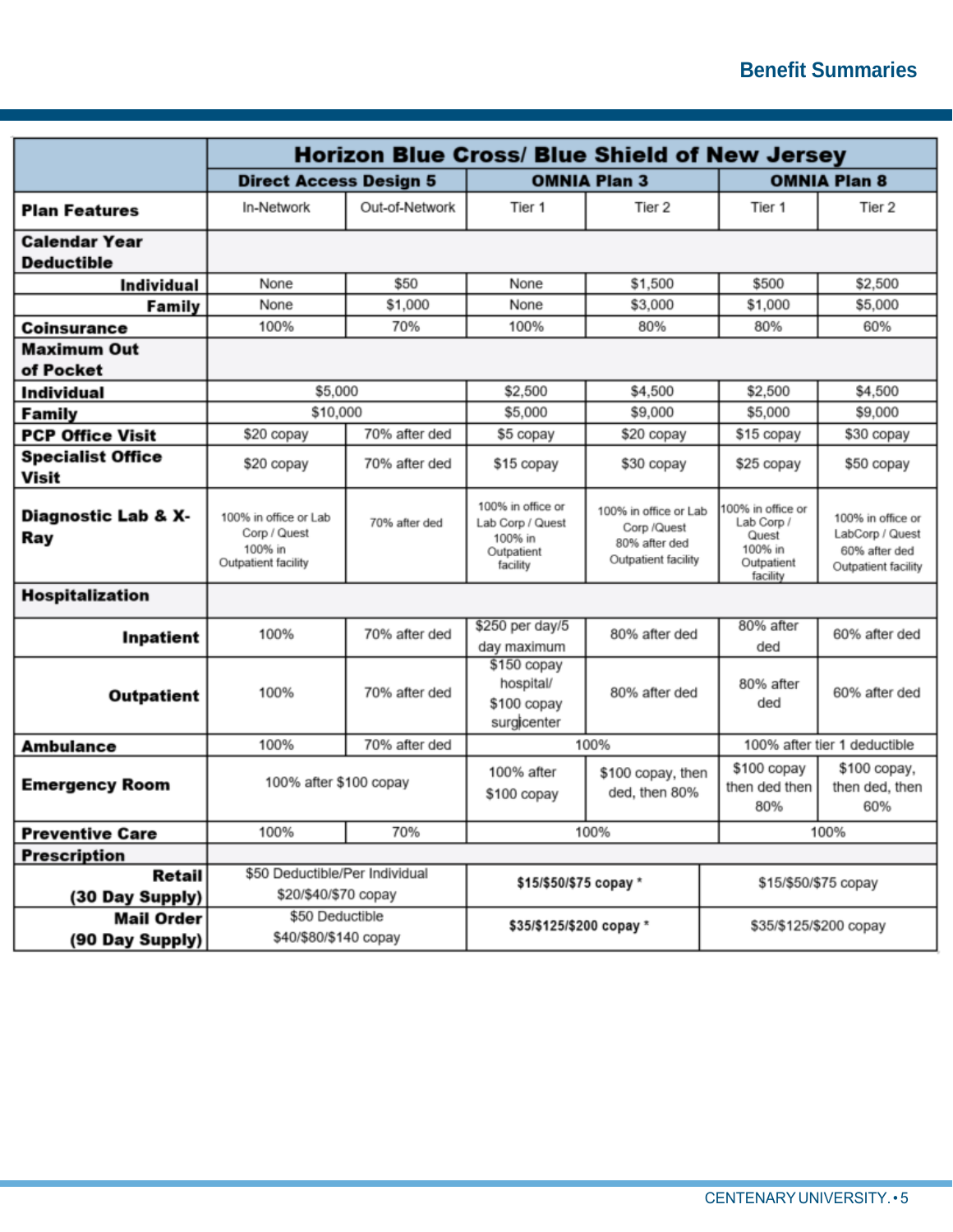## Benefit Summaries

| | Horizon Blue Cross/ Blue Shield of New Jersey | | | | | |
|---|---|---|---|---|---|---|
| | Direct Access Design 5 | | OMNIA Plan 3 | | OMNIA Plan 8 | |
| **Plan Features** | In-Network | Out-of-Network | Tier 1 | Tier 2 | Tier 1 | Tier 2 |
| **Calendar Year Deductible** | | | | | | |
| **Individual** | None | $50 | None | $1,500 | $500 | $2,500 |
| **Family** | None | $1,000 | None | $3,000 | $1,000 | $5,000 |
| **Coinsurance** | 100% | 70% | 100% | 80% | 80% | 60% |
| **Maximum Out of Pocket** | | | | | | |
| **Individual** | $5,000 | | $2,500 | $4,500 | $2,500 | $4,500 |
| **Family** | $10,000 | | $5,000 | $9,000 | $5,000 | $9,000 |
| **PCP Office Visit** | $20 copay | 70% after ded | $5 copay | $20 copay | $15 copay | $30 copay |
| **Specialist Office Visit** | $20 copay | 70% after ded | $15 copay | $30 copay | $25 copay | $50 copay |
| **Diagnostic Lab & X-Ray** | 100% in office or Lab Corp / Quest 100% in Outpatient facility | 70% after ded | 100% in office or Lab Corp / Quest 100% in Outpatient facility | 100% in office or Lab Corp /Quest 80% after ded Outpatient facility | 100% in office or Lab Corp / Quest 100% in Outpatient facility | 100% in office or LabCorp / Quest 60% after ded Outpatient facility |
| **Hospitalization** | | | | | | |
| **Inpatient** | 100% | 70% after ded | $250 per day/5 day maximum | 80% after ded | 80% after ded | 60% after ded |
| **Outpatient** | 100% | 70% after ded | $150 copay hospital/ $100 copay surgicenter | 80% after ded | 80% after ded | 60% after ded |
| **Ambulance** | 100% | 70% after ded | 100% | | 100% after tier 1 deductible | |
| **Emergency Room** | 100% after $100 copay | | 100% after $100 copay | $100 copay, then ded, then 80% | $100 copay then ded then 80% | $100 copay, then ded, then 60% |
| **Preventive Care** | 100% | 70% | 100% | | 100% | |
| **Prescription** | | | | | | |
| **Retail (30 Day Supply)** | $50 Deductible/Per Individual $20/$40/$70 copay | | **$15/$50/$75 copay \*** | | $15/$50/$75 copay | |
| **Mail Order (90 Day Supply)** | $50 Deductible $40/$80/$140 copay | | **$35/$125/$200 copay \*** | | $35/$125/$200 copay | |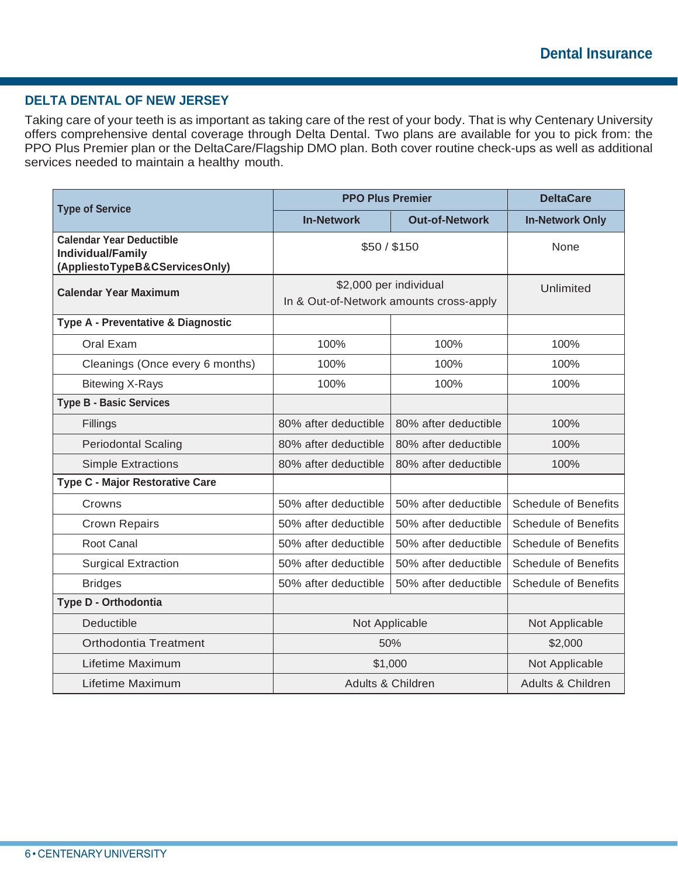# Dental Insurance

## DELTA DENTAL OF NEW JERSEY

Taking care of your teeth is as important as taking care of the rest of your body. That is why Centenary University offers comprehensive dental coverage through Delta Dental. Two plans are available for you to pick from: the PPO Plus Premier plan or the DeltaCare/Flagship DMO plan. Both cover routine check-ups as well as additional services needed to maintain a healthy mouth.

| Type of Service | PPO Plus Premier | | DeltaCare |
|---|---|---|---|
| | In-Network | Out-of-Network | In-Network Only |
| **Calendar Year Deductible Individual/Family (AppliestoTypeB&CServicesOnly)** | $50 / $150 | | None |
| **Calendar Year Maximum** | $2,000 per individual In & Out-of-Network amounts cross-apply | | Unlimited |
| **Type A - Preventative & Diagnostic** | | | |
| Oral Exam | 100% | 100% | 100% |
| Cleanings (Once every 6 months) | 100% | 100% | 100% |
| Bitewing X-Rays | 100% | 100% | 100% |
| **Type B - Basic Services** | | | |
| Fillings | 80% after deductible | 80% after deductible | 100% |
| Periodontal Scaling | 80% after deductible | 80% after deductible | 100% |
| Simple Extractions | 80% after deductible | 80% after deductible | 100% |
| **Type C - Major Restorative Care** | | | |
| Crowns | 50% after deductible | 50% after deductible | Schedule of Benefits |
| Crown Repairs | 50% after deductible | 50% after deductible | Schedule of Benefits |
| Root Canal | 50% after deductible | 50% after deductible | Schedule of Benefits |
| Surgical Extraction | 50% after deductible | 50% after deductible | Schedule of Benefits |
| Bridges | 50% after deductible | 50% after deductible | Schedule of Benefits |
| **Type D - Orthodontia** | | | |
| Deductible | Not Applicable | | Not Applicable |
| Orthodontia Treatment | 50% | | $2,000 |
| Lifetime Maximum | $1,000 | | Not Applicable |
| Lifetime Maximum | Adults & Children | | Adults & Children |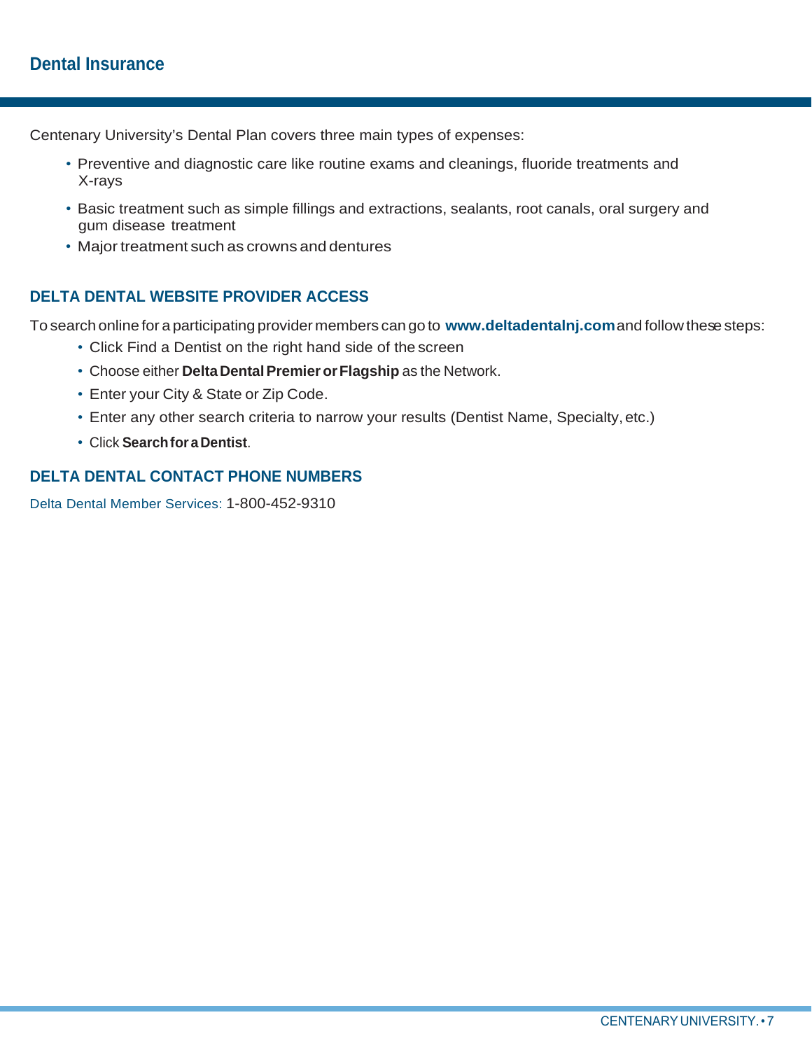# Dental Insurance

Centenary University's Dental Plan covers three main types of expenses:

- Preventive and diagnostic care like routine exams and cleanings, fluoride treatments and X-rays
- Basic treatment such as simple fillings and extractions, sealants, root canals, oral surgery and gum disease treatment
- Major treatment such as crowns and dentures

## DELTA DENTAL WEBSITE PROVIDER ACCESS

To search online for a participating provider members can go to **www.deltadentalnj.com** and follow these steps:

- Click Find a Dentist on the right hand side of the screen
- Choose either **Delta Dental Premier or Flagship** as the Network.
- Enter your City & State or Zip Code.
- Enter any other search criteria to narrow your results (Dentist Name, Specialty, etc.)
- Click **Search for a Dentist**.

## DELTA DENTAL CONTACT PHONE NUMBERS

Delta Dental Member Services: 1-800-452-9310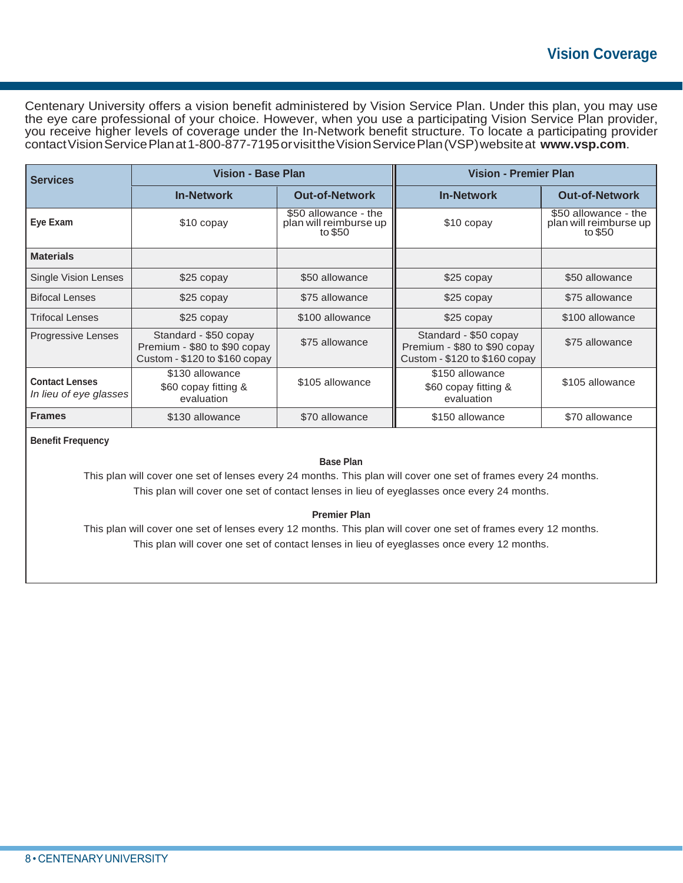# Vision Coverage

Centenary University offers a vision benefit administered by Vision Service Plan. Under this plan, you may use the eye care professional of your choice. However, when you use a participating Vision Service Plan provider, you receive higher levels of coverage under the In-Network benefit structure. To locate a participating provider contact Vision Service Plan at 1-800-877-7195 or visit the Vision Service Plan (VSP) website at **www.vsp.com**.

| Services | Vision - Base Plan | | Vision - Premier Plan | |
|---|---|---|---|---|
| | In-Network | Out-of-Network | In-Network | Out-of-Network |
| **Eye Exam** | $10 copay | $50 allowance - the plan will reimburse up to $50 | $10 copay | $50 allowance - the plan will reimburse up to $50 |
| **Materials** | | | | |
| Single Vision Lenses | $25 copay | $50 allowance | $25 copay | $50 allowance |
| Bifocal Lenses | $25 copay | $75 allowance | $25 copay | $75 allowance |
| Trifocal Lenses | $25 copay | $100 allowance | $25 copay | $100 allowance |
| Progressive Lenses | Standard - $50 copay<br>Premium - $80 to $90 copay<br>Custom - $120 to $160 copay | $75 allowance | Standard - $50 copay<br>Premium - $80 to $90 copay<br>Custom - $120 to $160 copay | $75 allowance |
| **Contact Lenses**<br>*In lieu of eye glasses* | $130 allowance<br>$60 copay fitting & evaluation | $105 allowance | $150 allowance<br>$60 copay fitting & evaluation | $105 allowance |
| **Frames** | $130 allowance | $70 allowance | $150 allowance | $70 allowance |

**Benefit Frequency**

**Base Plan**

This plan will cover one set of lenses every 24 months. This plan will cover one set of frames every 24 months. This plan will cover one set of contact lenses in lieu of eyeglasses once every 24 months.

**Premier Plan**

This plan will cover one set of lenses every 12 months. This plan will cover one set of frames every 12 months. This plan will cover one set of contact lenses in lieu of eyeglasses once every 12 months.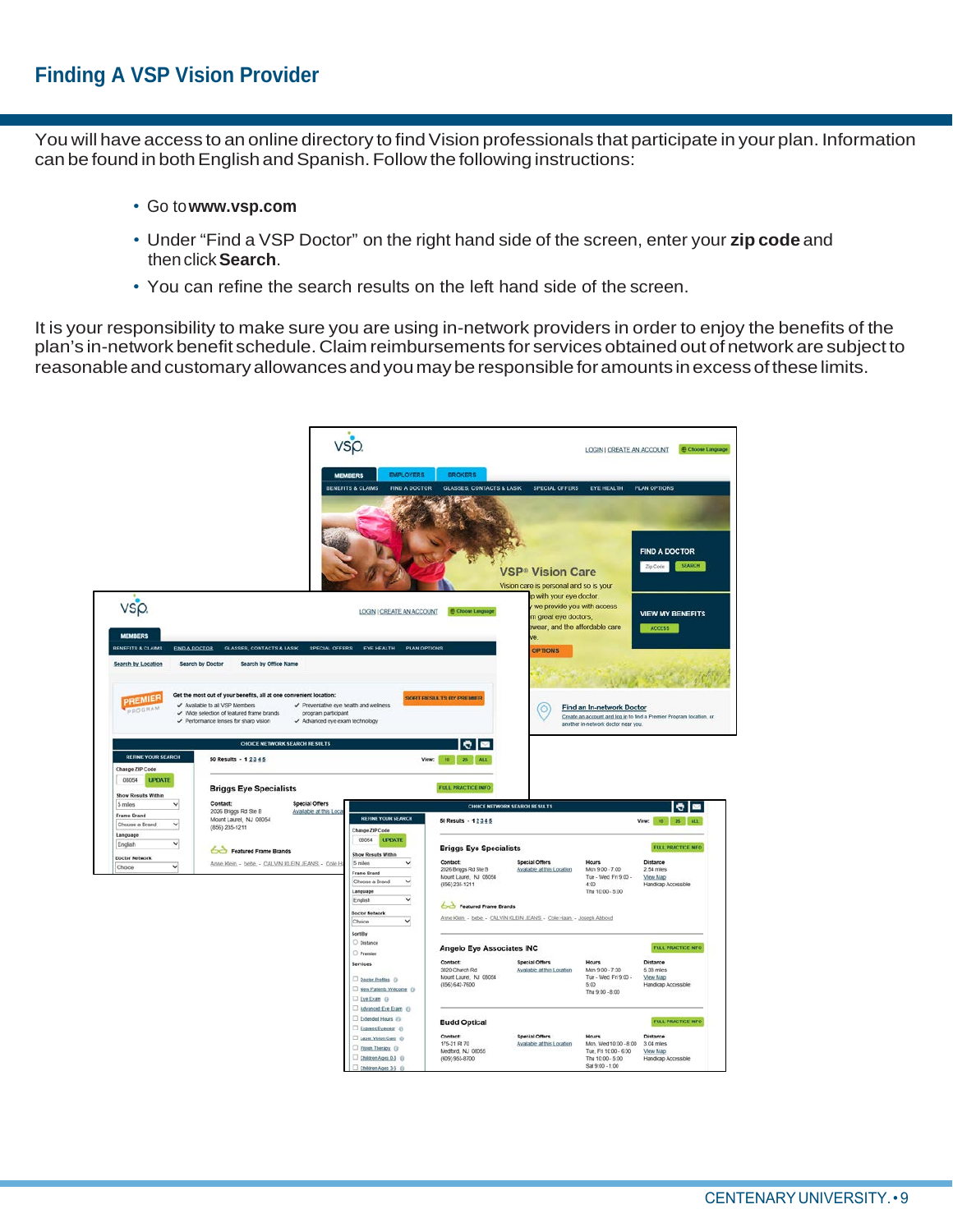## Finding A VSP Vision Provider

You will have access to an online directory to find Vision professionals that participate in your plan. Information can be found in both English and Spanish. Follow the following instructions:

- Go to **www.vsp.com**
- Under "Find a VSP Doctor" on the right hand side of the screen, enter your **zip code** and then click **Search**.
- You can refine the search results on the left hand side of the screen.

It is your responsibility to make sure you are using in-network providers in order to enjoy the benefits of the plan's in-network benefit schedule. Claim reimbursements for services obtained out of network are subject to reasonable and customary allowances and you may be responsible for amounts in excess of these limits.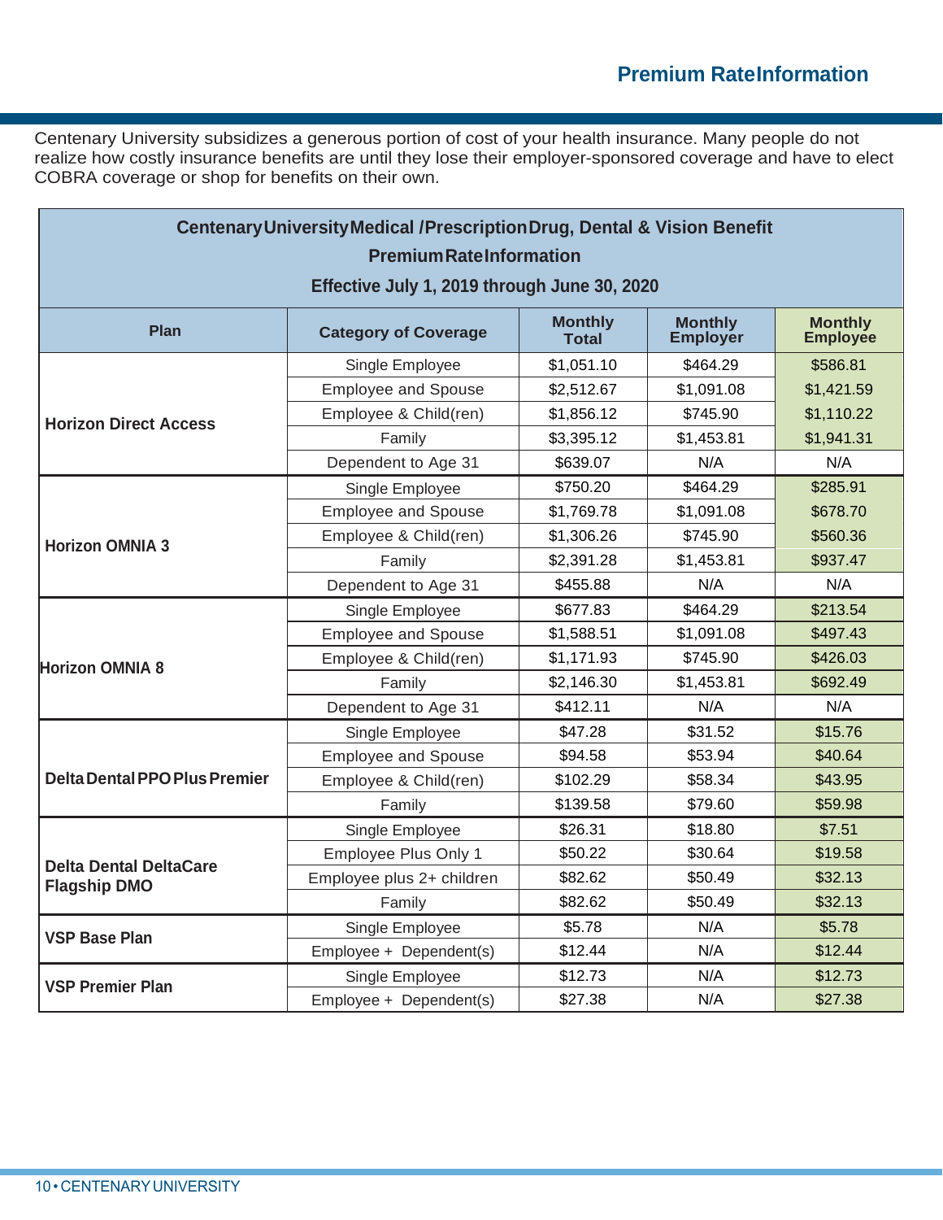## Premium Rate Information

Centenary University subsidizes a generous portion of cost of your health insurance. Many people do not realize how costly insurance benefits are until they lose their employer-sponsored coverage and have to elect COBRA coverage or shop for benefits on their own.

**Centenary University Medical / Prescription Drug, Dental & Vision Benefit Premium Rate Information**

**Effective July 1, 2019 through June 30, 2020**

| Plan | Category of Coverage | Monthly Total | Monthly Employer | Monthly Employee |
|---|---|---|---|---|
| **Horizon Direct Access** | Single Employee | $1,051.10 | $464.29 | $586.81 |
| | Employee and Spouse | $2,512.67 | $1,091.08 | $1,421.59 |
| | Employee & Child(ren) | $1,856.12 | $745.90 | $1,110.22 |
| | Family | $3,395.12 | $1,453.81 | $1,941.31 |
| | Dependent to Age 31 | $639.07 | N/A | N/A |
| **Horizon OMNIA 3** | Single Employee | $750.20 | $464.29 | $285.91 |
| | Employee and Spouse | $1,769.78 | $1,091.08 | $678.70 |
| | Employee & Child(ren) | $1,306.26 | $745.90 | $560.36 |
| | Family | $2,391.28 | $1,453.81 | $937.47 |
| | Dependent to Age 31 | $455.88 | N/A | N/A |
| **Horizon OMNIA 8** | Single Employee | $677.83 | $464.29 | $213.54 |
| | Employee and Spouse | $1,588.51 | $1,091.08 | $497.43 |
| | Employee & Child(ren) | $1,171.93 | $745.90 | $426.03 |
| | Family | $2,146.30 | $1,453.81 | $692.49 |
| | Dependent to Age 31 | $412.11 | N/A | N/A |
| **Delta Dental PPO Plus Premier** | Single Employee | $47.28 | $31.52 | $15.76 |
| | Employee and Spouse | $94.58 | $53.94 | $40.64 |
| | Employee & Child(ren) | $102.29 | $58.34 | $43.95 |
| | Family | $139.58 | $79.60 | $59.98 |
| **Delta Dental DeltaCare Flagship DMO** | Single Employee | $26.31 | $18.80 | $7.51 |
| | Employee Plus Only 1 | $50.22 | $30.64 | $19.58 |
| | Employee plus 2+ children | $82.62 | $50.49 | $32.13 |
| | Family | $82.62 | $50.49 | $32.13 |
| **VSP Base Plan** | Single Employee | $5.78 | N/A | $5.78 |
| | Employee + Dependent(s) | $12.44 | N/A | $12.44 |
| **VSP Premier Plan** | Single Employee | $12.73 | N/A | $12.73 |
| | Employee + Dependent(s) | $27.38 | N/A | $27.38 |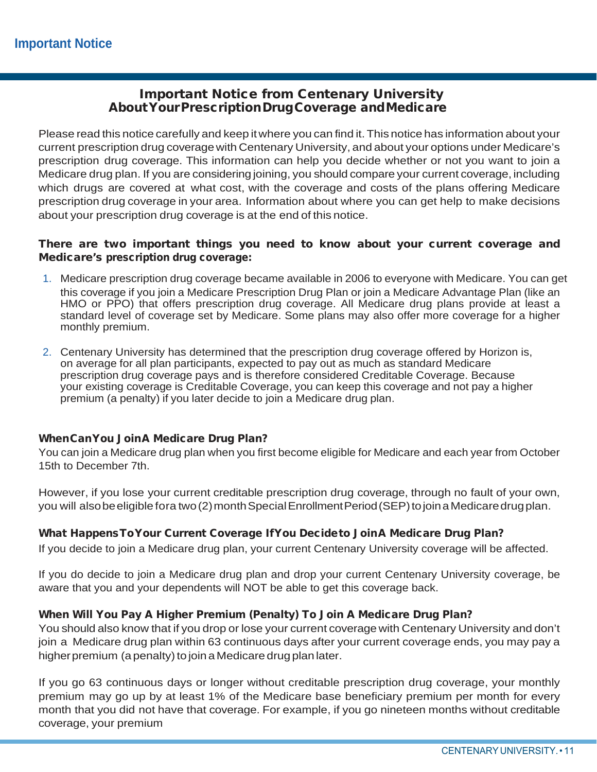## Important Notice from Centenary University About Your Prescription Drug Coverage and Medicare

Please read this notice carefully and keep it where you can find it. This notice has information about your current prescription drug coverage with Centenary University, and about your options under Medicare's prescription drug coverage. This information can help you decide whether or not you want to join a Medicare drug plan. If you are considering joining, you should compare your current coverage, including which drugs are covered at what cost, with the coverage and costs of the plans offering Medicare prescription drug coverage in your area. Information about where you can get help to make decisions about your prescription drug coverage is at the end of this notice.

**There are two important things you need to know about your current coverage and Medicare's prescription drug coverage:**

1. Medicare prescription drug coverage became available in 2006 to everyone with Medicare. You can get this coverage if you join a Medicare Prescription Drug Plan or join a Medicare Advantage Plan (like an HMO or PPO) that offers prescription drug coverage. All Medicare drug plans provide at least a standard level of coverage set by Medicare. Some plans may also offer more coverage for a higher monthly premium.

2. Centenary University has determined that the prescription drug coverage offered by Horizon is, on average for all plan participants, expected to pay out as much as standard Medicare prescription drug coverage pays and is therefore considered Creditable Coverage. Because your existing coverage is Creditable Coverage, you can keep this coverage and not pay a higher premium (a penalty) if you later decide to join a Medicare drug plan.

### When Can You Join A Medicare Drug Plan?

You can join a Medicare drug plan when you first become eligible for Medicare and each year from October 15th to December 7th.

However, if you lose your current creditable prescription drug coverage, through no fault of your own, you will also be eligible for a two (2) month Special Enrollment Period (SEP) to join a Medicare drug plan.

### What Happens To Your Current Coverage If You Decide to Join A Medicare Drug Plan?

If you decide to join a Medicare drug plan, your current Centenary University coverage will be affected.

If you do decide to join a Medicare drug plan and drop your current Centenary University coverage, be aware that you and your dependents will NOT be able to get this coverage back.

### When Will You Pay A Higher Premium (Penalty) To Join A Medicare Drug Plan?

You should also know that if you drop or lose your current coverage with Centenary University and don't join a Medicare drug plan within 63 continuous days after your current coverage ends, you may pay a higher premium (a penalty) to join a Medicare drug plan later.

If you go 63 continuous days or longer without creditable prescription drug coverage, your monthly premium may go up by at least 1% of the Medicare base beneficiary premium per month for every month that you did not have that coverage. For example, if you go nineteen months without creditable coverage, your premium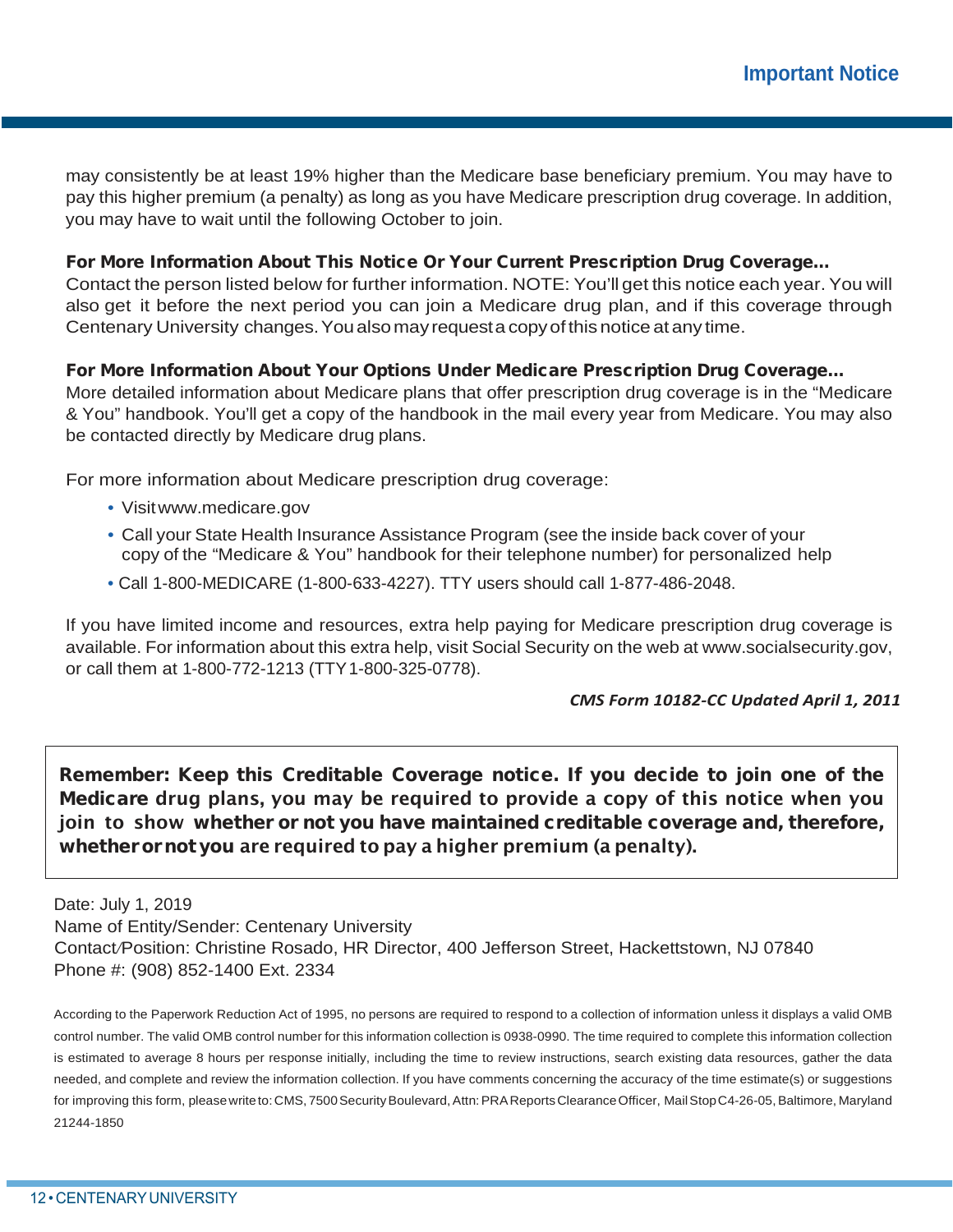may consistently be at least 19% higher than the Medicare base beneficiary premium. You may have to pay this higher premium (a penalty) as long as you have Medicare prescription drug coverage. In addition, you may have to wait until the following October to join.

**For More Information About This Notice Or Your Current Prescription Drug Coverage...**

Contact the person listed below for further information. NOTE: You'll get this notice each year. You will also get it before the next period you can join a Medicare drug plan, and if this coverage through Centenary University changes. You also may request a copy of this notice at any time.

**For More Information About Your Options Under Medicare Prescription Drug Coverage...**

More detailed information about Medicare plans that offer prescription drug coverage is in the "Medicare & You" handbook. You'll get a copy of the handbook in the mail every year from Medicare. You may also be contacted directly by Medicare drug plans.

For more information about Medicare prescription drug coverage:

- Visit www.medicare.gov
- Call your State Health Insurance Assistance Program (see the inside back cover of your copy of the "Medicare & You" handbook for their telephone number) for personalized help
- Call 1-800-MEDICARE (1-800-633-4227). TTY users should call 1-877-486-2048.

If you have limited income and resources, extra help paying for Medicare prescription drug coverage is available. For information about this extra help, visit Social Security on the web at www.socialsecurity.gov, or call them at 1-800-772-1213 (TTY 1-800-325-0778).

*CMS Form 10182-CC Updated April 1, 2011*

**Remember: Keep this Creditable Coverage notice. If you decide to join one of the Medicare drug plans, you may be required to provide a copy of this notice when you join to show whether or not you have maintained creditable coverage and, therefore, whether or not you are required to pay a higher premium (a penalty).**

Date: July 1, 2019
Name of Entity/Sender: Centenary University
Contact/Position: Christine Rosado, HR Director, 400 Jefferson Street, Hackettstown, NJ 07840
Phone #: (908) 852-1400 Ext. 2334

According to the Paperwork Reduction Act of 1995, no persons are required to respond to a collection of information unless it displays a valid OMB control number. The valid OMB control number for this information collection is 0938-0990. The time required to complete this information collection is estimated to average 8 hours per response initially, including the time to review instructions, search existing data resources, gather the data needed, and complete and review the information collection. If you have comments concerning the accuracy of the time estimate(s) or suggestions for improving this form, please write to: CMS, 7500 Security Boulevard, Attn: PRA Reports Clearance Officer, Mail Stop C4-26-05, Baltimore, Maryland 21244-1850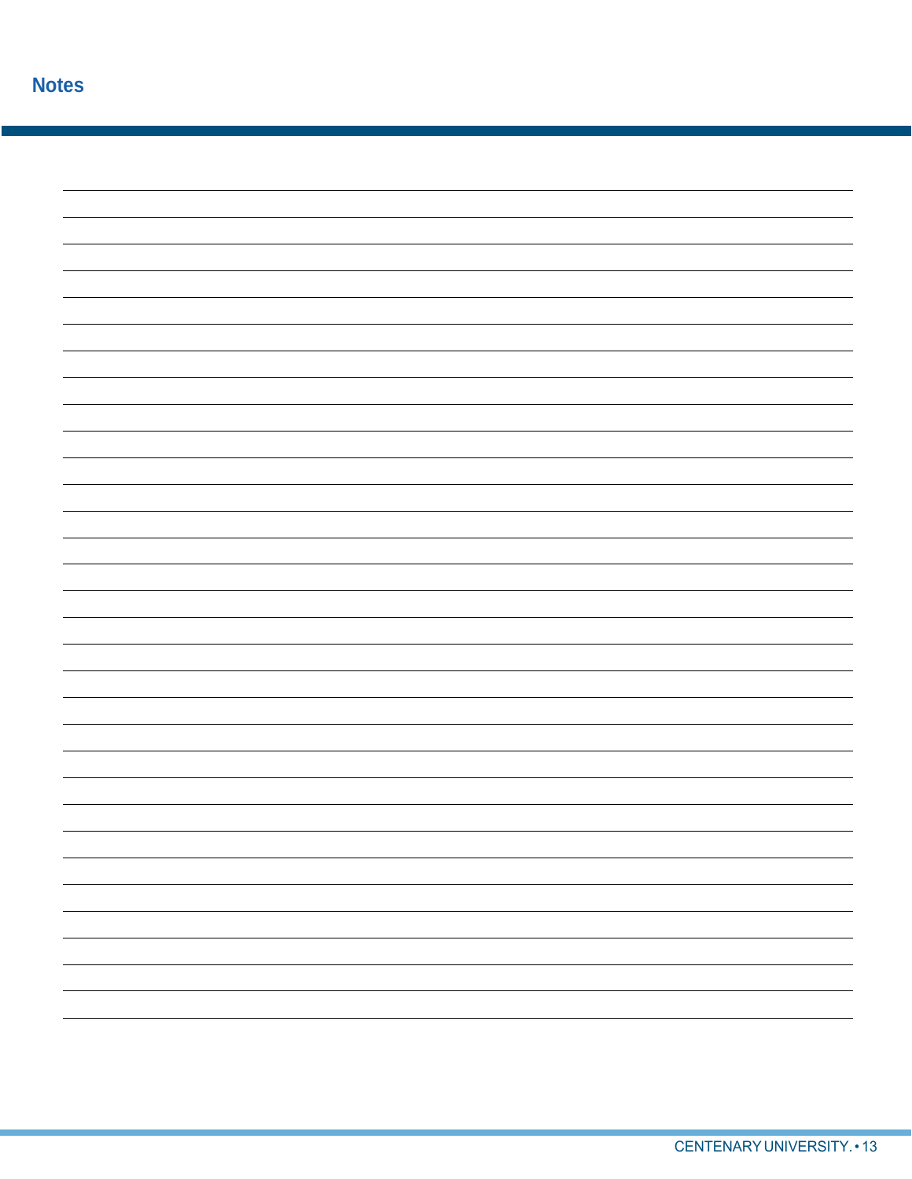## Notes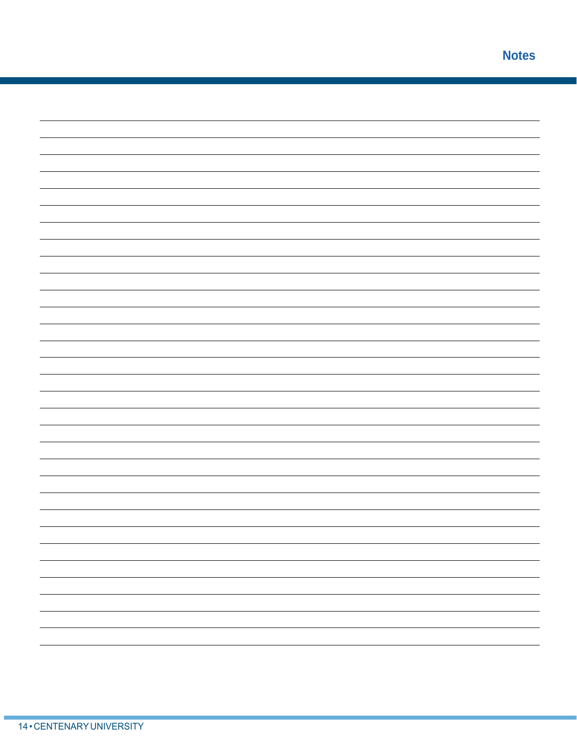# Notes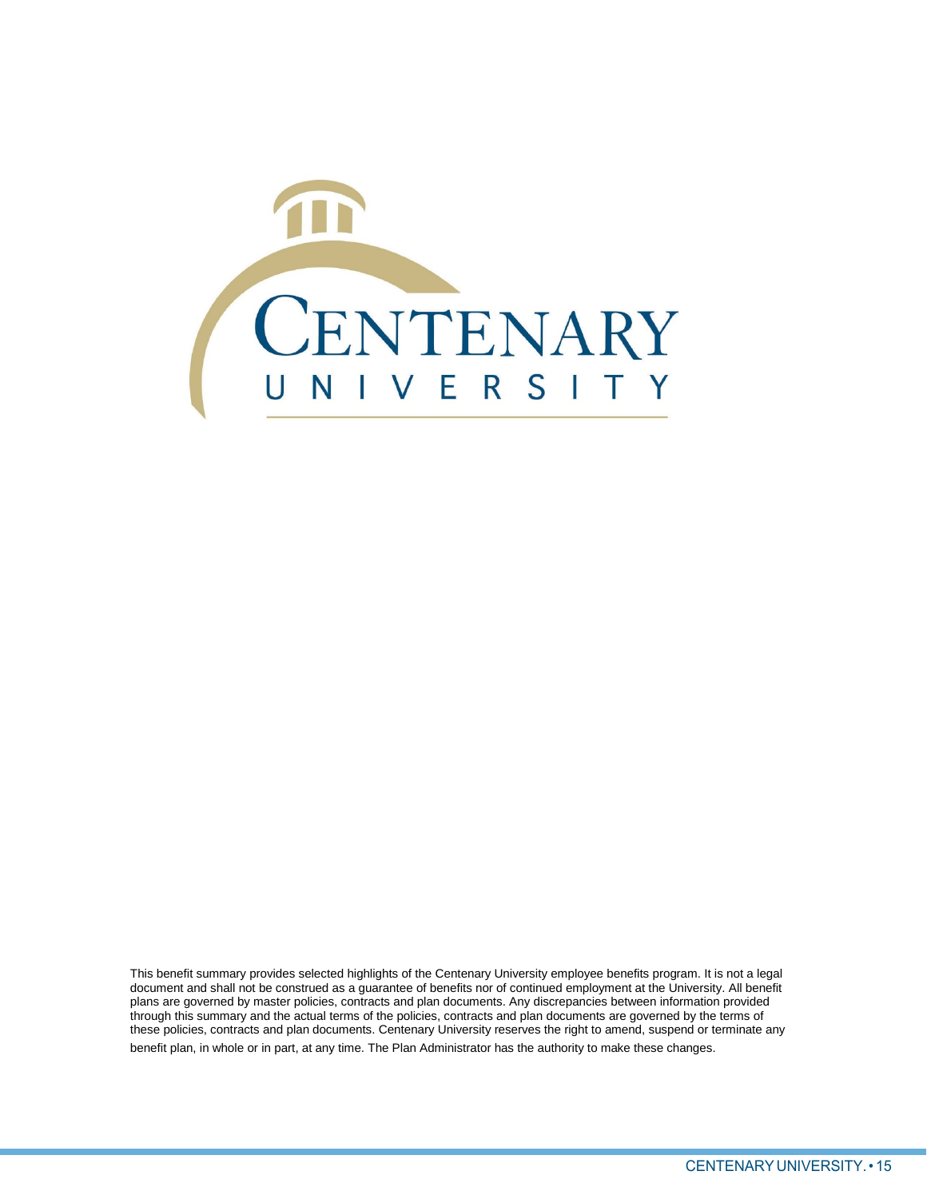CENTENARY UNIVERSITY

This benefit summary provides selected highlights of the Centenary University employee benefits program. It is not a legal document and shall not be construed as a guarantee of benefits nor of continued employment at the University. All benefit plans are governed by master policies, contracts and plan documents. Any discrepancies between information provided through this summary and the actual terms of the policies, contracts and plan documents are governed by the terms of these policies, contracts and plan documents. Centenary University reserves the right to amend, suspend or terminate any benefit plan, in whole or in part, at any time. The Plan Administrator has the authority to make these changes.